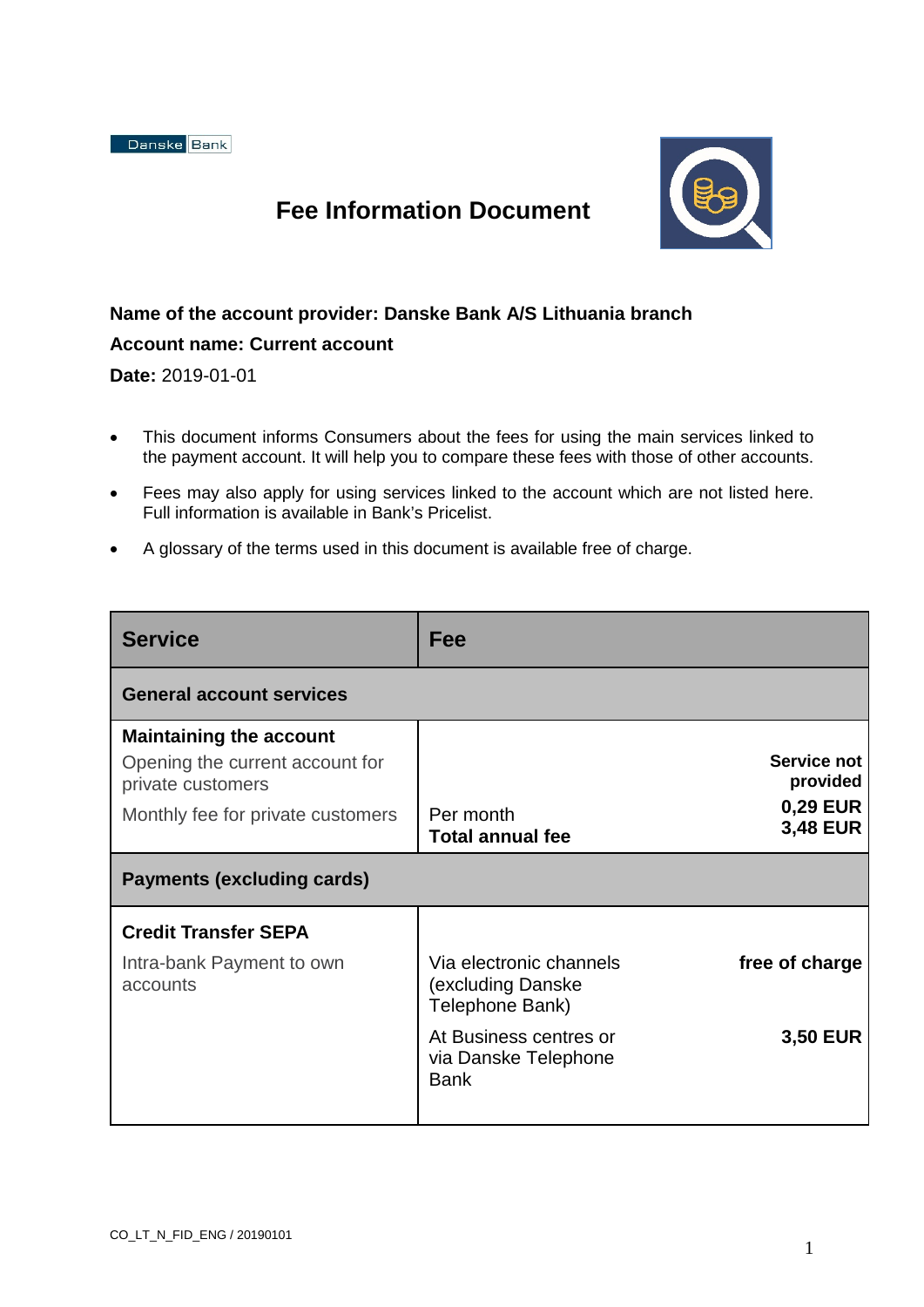# Fee Information Document

**Name of the account provider: Danske Bank A/S Lithuania branch**

**Account name: Current account**

**Date:** 2019-01-01

- This document informs Consumers about the fees for using the main services linked to the payment account. It will help you to compare these fees with those of other accounts.
- Fees may also apply for using services linked to the account which are not listed here. Full information is available in Bank's Pricelist.
- A glossary of the terms used in this document is available free of charge.

| Service | Fee | |
|---|---|---|
| **General account services** | | |
| **Maintaining the account** | | |
| Opening the current account for private customers | | **Service not provided** |
| Monthly fee for private customers | Per month<br>**Total annual fee** | **0,29 EUR**<br>**3,48 EUR** |
| **Payments (excluding cards)** | | |
| **Credit Transfer SEPA** | | |
| Intra-bank Payment to own accounts | Via electronic channels (excluding Danske Telephone Bank) | **free of charge** |
| | At Business centres or via Danske Telephone Bank | **3,50 EUR** |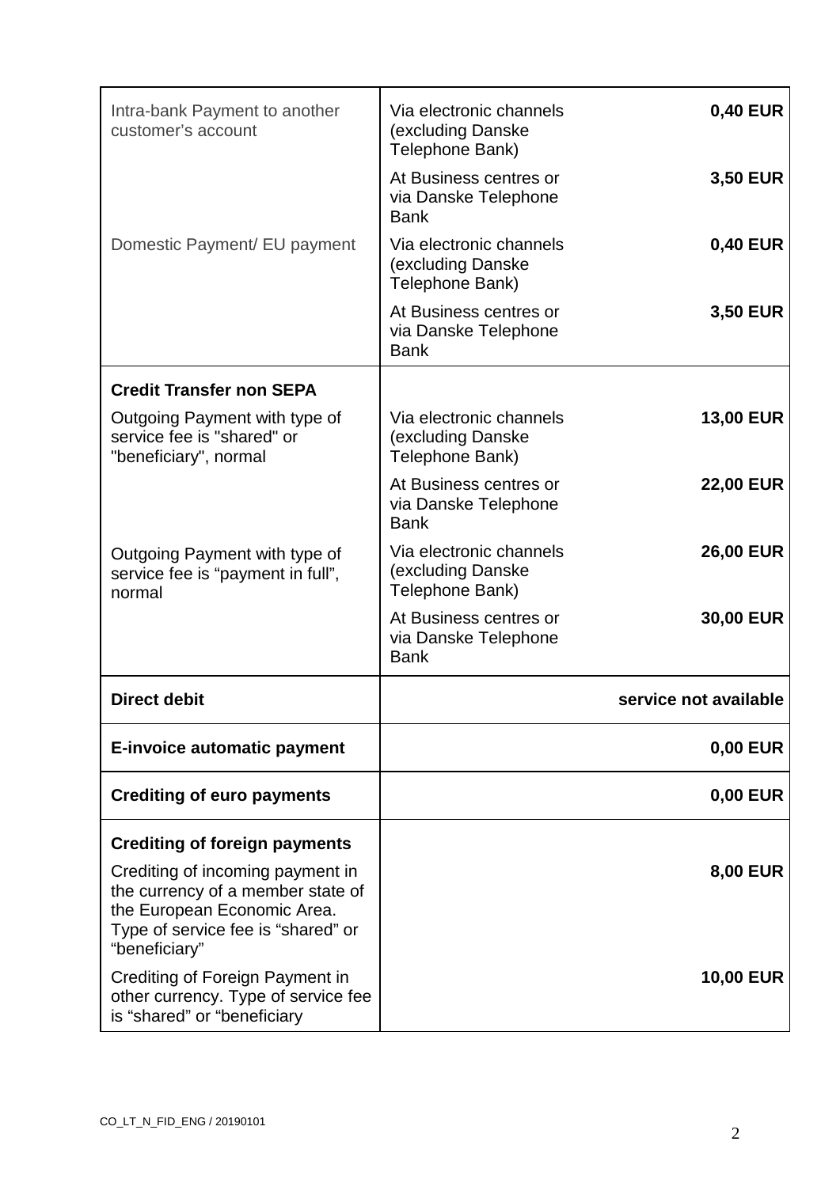| | | |
|---|---|---|
| Intra-bank Payment to another customer's account | Via electronic channels (excluding Danske Telephone Bank) | **0,40 EUR** |
| | At Business centres or via Danske Telephone Bank | **3,50 EUR** |
| Domestic Payment/ EU payment | Via electronic channels (excluding Danske Telephone Bank) | **0,40 EUR** |
| | At Business centres or via Danske Telephone Bank | **3,50 EUR** |
| **Credit Transfer non SEPA** | | |
| Outgoing Payment with type of service fee is "shared" or "beneficiary", normal | Via electronic channels (excluding Danske Telephone Bank) | **13,00 EUR** |
| | At Business centres or via Danske Telephone Bank | **22,00 EUR** |
| Outgoing Payment with type of service fee is "payment in full", normal | Via electronic channels (excluding Danske Telephone Bank) | **26,00 EUR** |
| | At Business centres or via Danske Telephone Bank | **30,00 EUR** |
| **Direct debit** | | **service not available** |
| **E-invoice automatic payment** | | **0,00 EUR** |
| **Crediting of euro payments** | | **0,00 EUR** |
| **Crediting of foreign payments** | | |
| Crediting of incoming payment in the currency of a member state of the European Economic Area. Type of service fee is "shared" or "beneficiary" | | **8,00 EUR** |
| Crediting of Foreign Payment in other currency. Type of service fee is "shared" or "beneficiary | | **10,00 EUR** |

CO_LT_N_FID_ENG / 20190101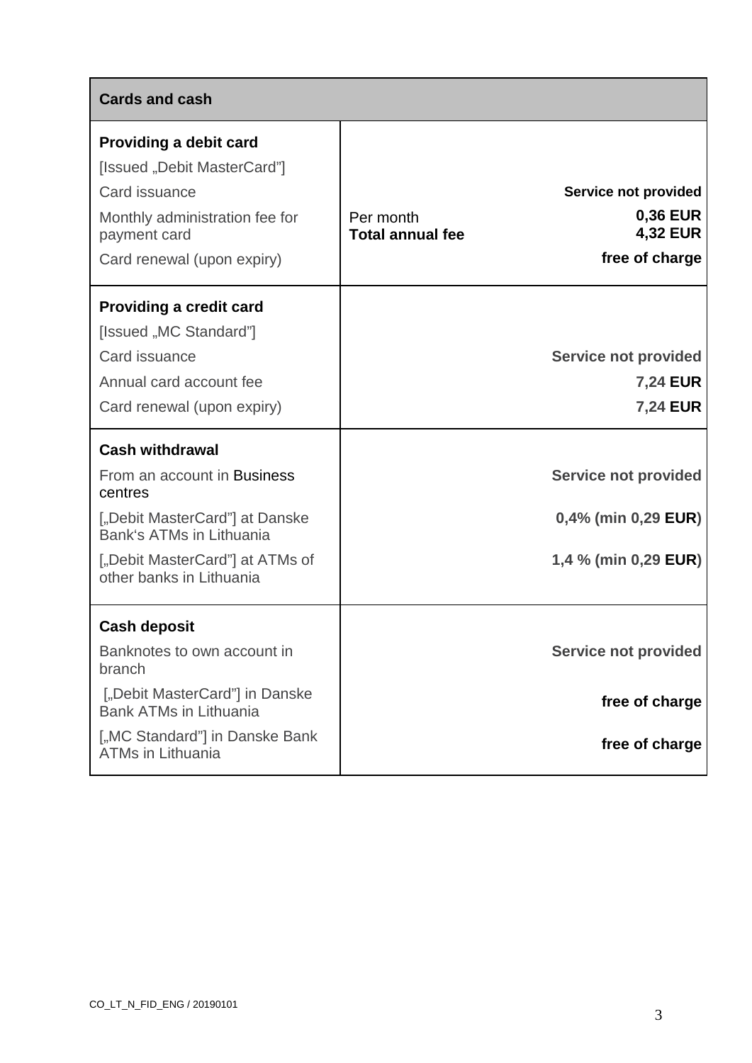| Cards and cash | | |
|---|---|---|
| **Providing a debit card** | | |
| [Issued „Debit MasterCard"] | | |
| Card issuance | | **Service not provided** |
| Monthly administration fee for payment card | Per month<br>**Total annual fee** | **0,36 EUR**<br>**4,32 EUR** |
| Card renewal (upon expiry) | | **free of charge** |
| **Providing a credit card** | | |
| [Issued „MC Standard"] | | |
| Card issuance | | **Service not provided** |
| Annual card account fee | | **7,24 EUR** |
| Card renewal (upon expiry) | | **7,24 EUR** |
| **Cash withdrawal** | | |
| From an account in Business centres | | **Service not provided** |
| [„Debit MasterCard"] at Danske Bank's ATMs in Lithuania | | **0,4% (min 0,29 EUR)** |
| [„Debit MasterCard"] at ATMs of other banks in Lithuania | | **1,4 % (min 0,29 EUR)** |
| **Cash deposit** | | |
| Banknotes to own account in branch | | **Service not provided** |
| [„Debit MasterCard"] in Danske Bank ATMs in Lithuania | | **free of charge** |
| [„MC Standard"] in Danske Bank ATMs in Lithuania | | **free of charge** |

CO_LT_N_FID_ENG / 20190101